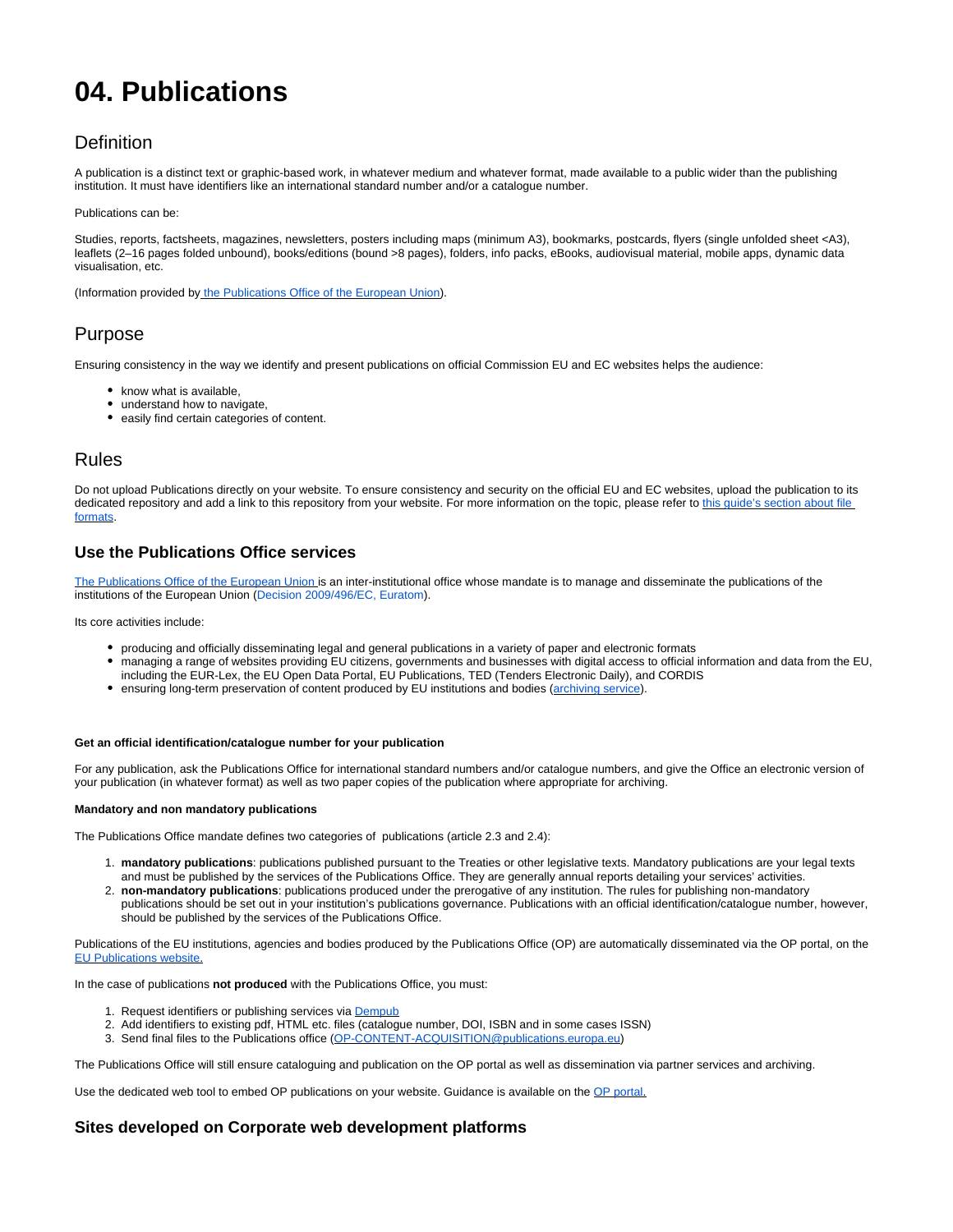# 04. Publications

## Definition

A publication is a distinct text or graphic-based work, in whatever medium and whatever format, made available to a public wider than the publishing institution. It must have identifiers like an international standard number and/or a catalogue number.

Publications can be:

Studies, reports, factsheets, magazines, newsletters, posters including maps (minimum A3), bookmarks, postcards, flyers (single unfolded sheet <A3), leaflets (2–16 pages folded unbound), books/editions (bound >8 pages), folders, info packs, eBooks, audiovisual material, mobile apps, dynamic data visualisation, etc.

(Information provided by the Publications Office of the European Union).

## Purpose

Ensuring consistency in the way we identify and present publications on official Commission EU and EC websites helps the audience:

- know what is available,
- understand how to navigate,
- easily find certain categories of content.

## Rules

Do not upload Publications directly on your website. To ensure consistency and security on the official EU and EC websites, upload the publication to its dedicated repository and add a link to this repository from your website. For more information on the topic, please refer to this guide's section about file formats.

### Use the Publications Office services

The Publications Office of the European Union is an inter-institutional office whose mandate is to manage and disseminate the publications of the institutions of the European Union (Decision 2009/496/EC, Euratom).

Its core activities include:

- producing and officially disseminating legal and general publications in a variety of paper and electronic formats
- managing a range of websites providing EU citizens, governments and businesses with digital access to official information and data from the EU, including the EUR-Lex, the EU Open Data Portal, EU Publications, TED (Tenders Electronic Daily), and CORDIS
- ensuring long-term preservation of content produced by EU institutions and bodies (archiving service).

##### Get an official identification/catalogue number for your publication

For any publication, ask the Publications Office for international standard numbers and/or catalogue numbers, and give the Office an electronic version of your publication (in whatever format) as well as two paper copies of the publication where appropriate for archiving.

##### Mandatory and non mandatory publications

The Publications Office mandate defines two categories of publications (article 2.3 and 2.4):

1. **mandatory publications**: publications published pursuant to the Treaties or other legislative texts. Mandatory publications are your legal texts and must be published by the services of the Publications Office. They are generally annual reports detailing your services' activities.
2. **non-mandatory publications**: publications produced under the prerogative of any institution. The rules for publishing non-mandatory publications should be set out in your institution's publications governance. Publications with an official identification/catalogue number, however, should be published by the services of the Publications Office.

Publications of the EU institutions, agencies and bodies produced by the Publications Office (OP) are automatically disseminated via the OP portal, on the EU Publications website.

In the case of publications **not produced** with the Publications Office, you must:

1. Request identifiers or publishing services via Dempub
2. Add identifiers to existing pdf, HTML etc. files (catalogue number, DOI, ISBN and in some cases ISSN)
3. Send final files to the Publications office (OP-CONTENT-ACQUISITION@publications.europa.eu)

The Publications Office will still ensure cataloguing and publication on the OP portal as well as dissemination via partner services and archiving.

Use the dedicated web tool to embed OP publications on your website. Guidance is available on the OP portal.

### Sites developed on Corporate web development platforms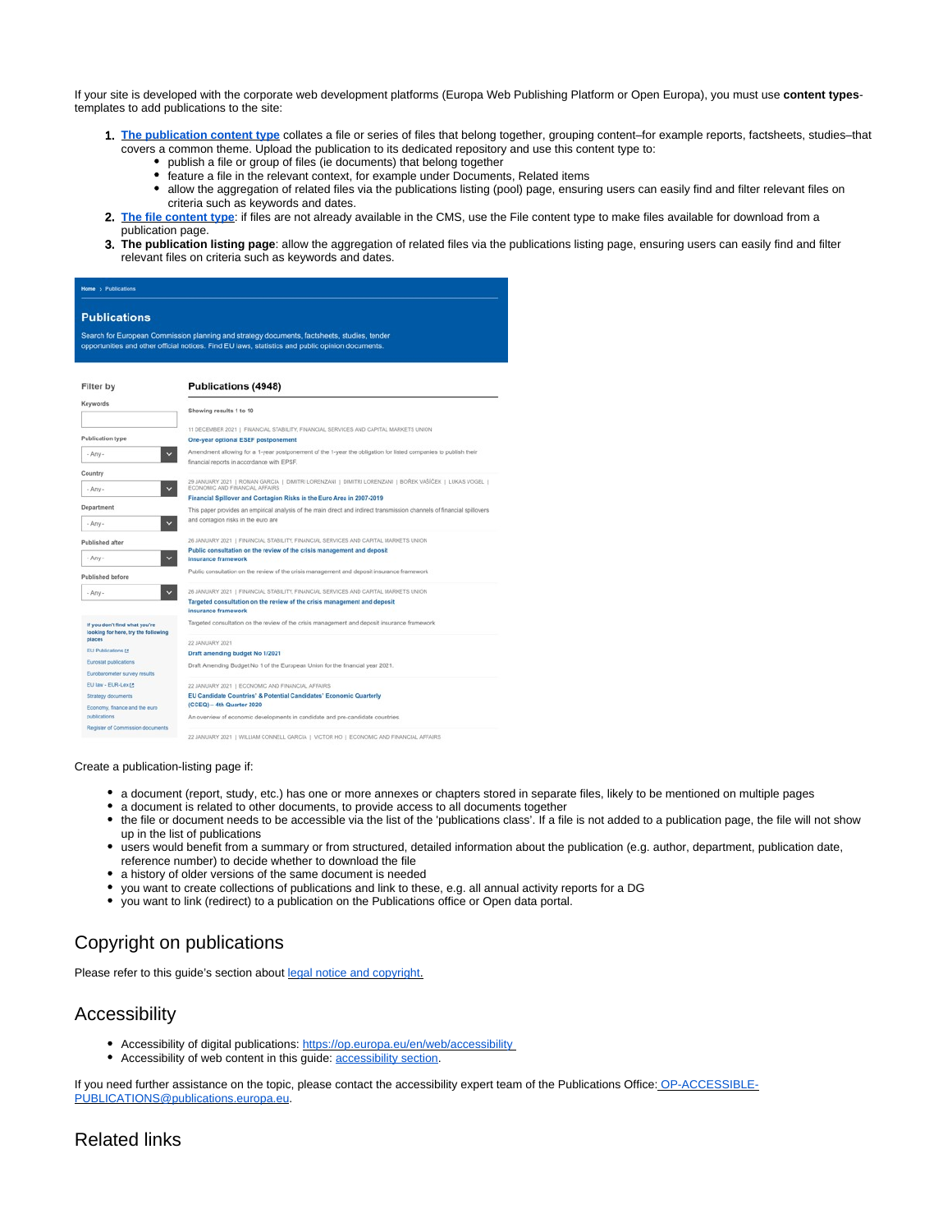If your site is developed with the corporate web development platforms (Europa Web Publishing Platform or Open Europa), you must use **content types**-templates to add publications to the site:

1. **The publication content type** collates a file or series of files that belong together, grouping content–for example reports, factsheets, studies–that covers a common theme. Upload the publication to its dedicated repository and use this content type to:
   - publish a file or group of files (ie documents) that belong together
   - feature a file in the relevant context, for example under Documents, Related items
   - allow the aggregation of related files via the publications listing (pool) page, ensuring users can easily find and filter relevant files on criteria such as keywords and dates.
2. **The file content type**: if files are not already available in the CMS, use the File content type to make files available for download from a publication page.
3. **The publication listing page**: allow the aggregation of related files via the publications listing page, ensuring users can easily find and filter relevant files on criteria such as keywords and dates.

Home › Publications

**Publications**

Search for European Commission planning and strategy documents, factsheets, studies, tender opportunities and other official notices. Find EU laws, statistics and public opinion documents.

Filter by

Keywords

Publication type

- Any -

Country

- Any -

Department

- Any -

Published after

- Any -

Published before

- Any -

If you don't find what you're looking for here, try the following places

EU Publications

Eurostat publications

Eurobarometer survey results

EU law - EUR-Lex

Strategy documents

Economy, finance and the euro publications

Register of Commission documents

**Publications (4948)**

Showing results 1 to 10

11 DECEMBER 2021 | FINANCIAL STABILITY, FINANCIAL SERVICES AND CAPITAL MARKETS UNION

**One-year optional ESEF postponement**

Amendment allowing for a 1-year postponement of the 1-year the obligation for listed companies to publish their financial reports in accordance with EPSF.

29 JANUARY 2021 | ROMAN GARCIA | DIMITRI LORENZANI | DIMITRI LORENZANI | BOŘEK VAŠÍČEK | LUKAS VOGEL | ECONOMIC AND FINANCIAL AFFAIRS

**Financial Spillover and Contagion Risks in the Euro Area in 2007-2019**

This paper provides an empirical analysis of the main direct and indirect transmission channels of financial spillovers and contagion risks in the euro are

26 JANUARY 2021 | FINANCIAL STABILITY, FINANCIAL SERVICES AND CAPITAL MARKETS UNION

**Public consultation on the review of the crisis management and deposit insurance framework**

Public consultation on the review of the crisis management and deposit insurance framework

26 JANUARY 2021 | FINANCIAL STABILITY, FINANCIAL SERVICES AND CAPITAL MARKETS UNION

**Targeted consultation on the review of the crisis management and deposit insurance framework**

Targeted consultation on the review of the crisis management and deposit insurance framework

22 JANUARY 2021

**Draft amending budget No 1/2021**

Draft Amending Budget No 1 of the European Union for the financial year 2021.

22 JANUARY 2021 | ECONOMIC AND FINANCIAL AFFAIRS

**EU Candidate Countries' & Potential Candidates' Economic Quarterly (CCEQ) – 4th Quarter 2020**

An overview of economic developments in candidate and pre-candidate countries

22 JANUARY 2021 | WILLIAM CONNELL GARCIA | VICTOR HO | ECONOMIC AND FINANCIAL AFFAIRS

Create a publication-listing page if:

- a document (report, study, etc.) has one or more annexes or chapters stored in separate files, likely to be mentioned on multiple pages
- a document is related to other documents, to provide access to all documents together
- the file or document needs to be accessible via the list of the 'publications class'. If a file is not added to a publication page, the file will not show up in the list of publications
- users would benefit from a summary or from structured, detailed information about the publication (e.g. author, department, publication date, reference number) to decide whether to download the file
- a history of older versions of the same document is needed
- you want to create collections of publications and link to these, e.g. all annual activity reports for a DG
- you want to link (redirect) to a publication on the Publications office or Open data portal.

## Copyright on publications

Please refer to this guide's section about legal notice and copyright.

## Accessibility

- Accessibility of digital publications: https://op.europa.eu/en/web/accessibility
- Accessibility of web content in this guide: accessibility section.

If you need further assistance on the topic, please contact the accessibility expert team of the Publications Office: OP-ACCESSIBLE-PUBLICATIONS@publications.europa.eu.

## Related links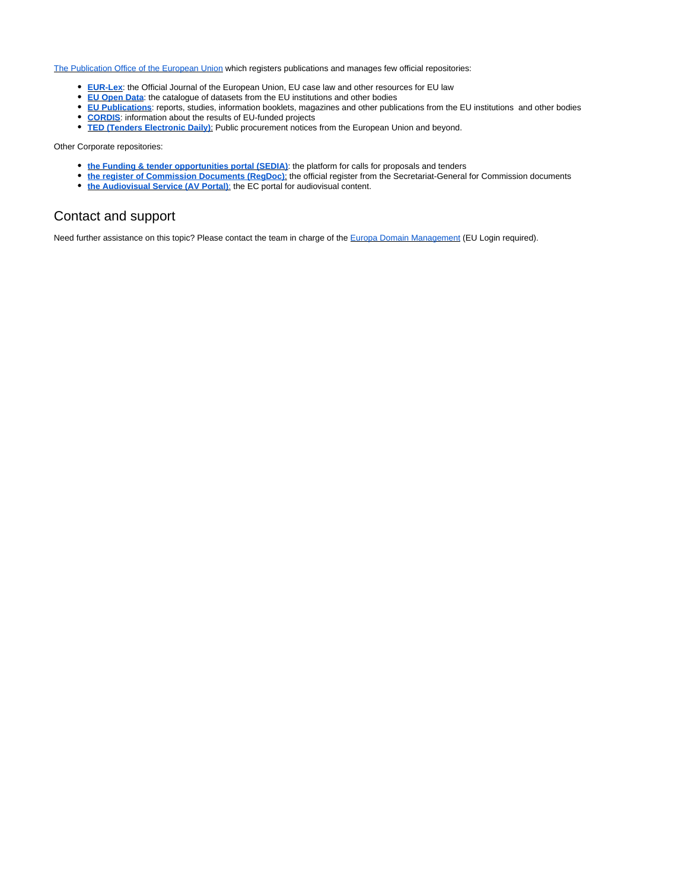The Publication Office of the European Union which registers publications and manages few official repositories:

- **EUR-Lex**: the Official Journal of the European Union, EU case law and other resources for EU law
- **EU Open Data**: the catalogue of datasets from the EU institutions and other bodies
- **EU Publications**: reports, studies, information booklets, magazines and other publications from the EU institutions and other bodies
- **CORDIS**: information about the results of EU-funded projects
- **TED (Tenders Electronic Daily)**: Public procurement notices from the European Union and beyond.

Other Corporate repositories:

- **the Funding & tender opportunities portal (SEDIA)**: the platform for calls for proposals and tenders
- **the register of Commission Documents (RegDoc)**: the official register from the Secretariat-General for Commission documents
- **the Audiovisual Service (AV Portal)**: the EC portal for audiovisual content.

## Contact and support

Need further assistance on this topic? Please contact the team in charge of the Europa Domain Management (EU Login required).